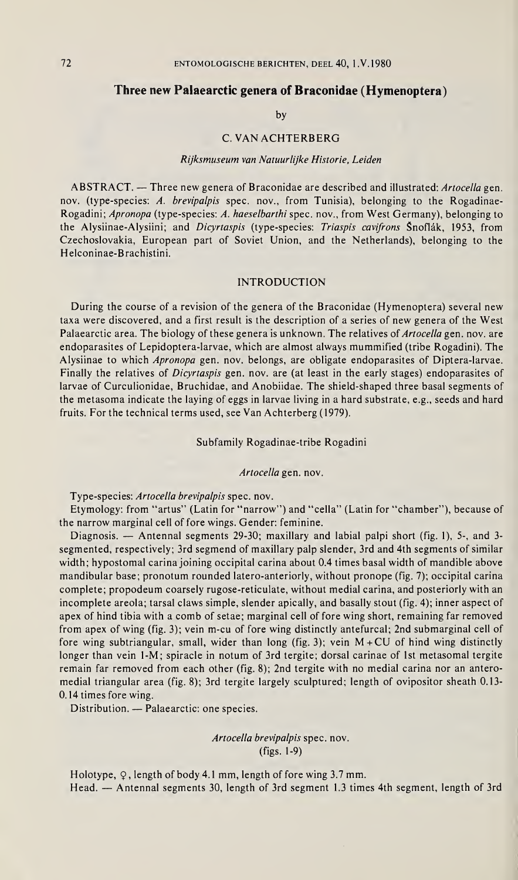# Three new Palaearctic genera of Braconidae (Hymenoptera)

by

C. VAN ACHTERBERG

*Rijksmuseum van Natuurlijke Historie, Leiden*

ABSTRACT. — Three new genera of Braconidae are described and illustrated: *Artocella* gen. nov. (type-species: *A. brevipalpis* spec. nov., from Tunisia), belonging to the Rogadinae-Rogadini; *Apronopa* (type-species: *A. haeselbarthi* spec. nov., from West Germany), belonging to the Alysiinae-Alysiini; and *Dicyrtaspis* (type-species: *Triaspis cavifrons* Šnoflák, 1953, from Czechoslovakia, European part of Soviet Union, and the Netherlands), belonging to the Helconinae-Brachistini.

## INTRODUCTION

During the course of a revision of the genera of the Braconidae (Hymenoptera) several new taxa were discovered, and a first result is the description of a series of new genera of the West Palaearctic area. The biology of these genera is unknown. The relatives of *Artocella* gen. nov. are endoparasites of Lepidoptera-larvae, which are almost always mummified (tribe Rogadini). The Alysiinae to which *Apronopa* gen. nov. belongs, are obligate endoparasites of Diptera-larvae. Finally the relatives of *Dicyrtaspis* gen. nov. are (at least in the early stages) endoparasites of larvae of Curculionidae, Bruchidae, and Anobiidae. The shield-shaped three basal segments of the metasoma indicate the laying of eggs in larvae living in a hard substrate, e.g., seeds and hard fruits. For the technical terms used, see Van Achterberg (1979).

### Subfamily Rogadinae-tribe Rogadini

#### *Artocella* gen. nov.

Type-species: *Artocella brevipalpis* spec. nov.

Etymology: from "artus" (Latin for "narrow") and "cella" (Latin for "chamber"), because of the narrow marginal cell of fore wings. Gender: feminine.

Diagnosis. — Antennal segments 29-30; maxillary and labial palpi short (fig. 1), 5-, and 3-segmented, respectively; 3rd segmend of maxillary palp slender, 3rd and 4th segments of similar width; hypostomal carina joining occipital carina about 0.4 times basal width of mandible above mandibular base; pronotum rounded latero-anteriorly, without pronope (fig. 7); occipital carina complete; propodeum coarsely rugose-reticulate, without medial carina, and posteriorly with an incomplete areola; tarsal claws simple, slender apically, and basally stout (fig. 4); inner aspect of apex of hind tibia with a comb of setae; marginal cell of fore wing short, remaining far removed from apex of wing (fig. 3); vein m-cu of fore wing distinctly antefurcal; 2nd submarginal cell of fore wing subtriangular, small, wider than long (fig. 3); vein M+CU of hind wing distinctly longer than vein 1-M; spiracle in notum of 3rd tergite; dorsal carinae of 1st metasomal tergite remain far removed from each other (fig. 8); 2nd tergite with no medial carina nor an antero-medial triangular area (fig. 8); 3rd tergite largely sculptured; length of ovipositor sheath 0.13-0.14 times fore wing.

Distribution. — Palaearctic: one species.

##### *Artocella brevipalpis* spec. nov.
(figs. 1-9)

Holotype, ♀, length of body 4.1 mm, length of fore wing 3.7 mm.

Head. — Antennal segments 30, length of 3rd segment 1.3 times 4th segment, length of 3rd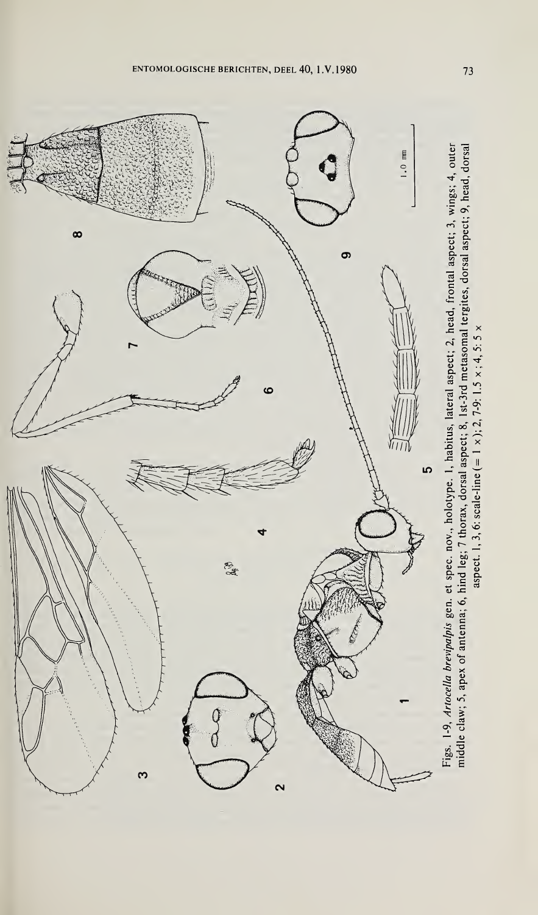Figs. 1-9, *Artocella brevipalpis* gen. et spec. nov., holotype. 1, habitus, lateral aspect; 2, head, frontal aspect; 3, wings; 4, outer middle claw; 5, apex of antenna; 6, hind leg; 7 thorax, dorsal aspect; 8, 1st-3rd metasomal tergites, dorsal aspect; 9, head, dorsal aspect. 1, 3, 6: scale-line (= 1 ×); 2, 7-9: 1.5 × ; 4, 5: 5 ×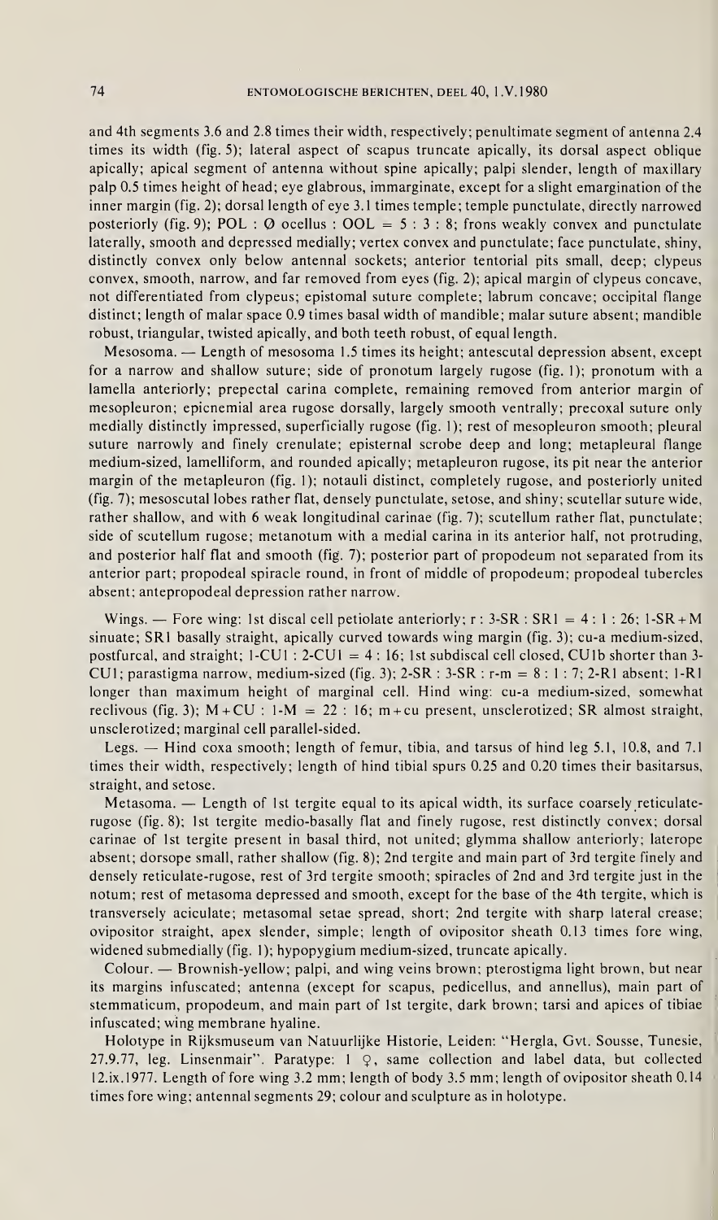and 4th segments 3.6 and 2.8 times their width, respectively; penultimate segment of antenna 2.4 times its width (fig. 5); lateral aspect of scapus truncate apically, its dorsal aspect oblique apically; apical segment of antenna without spine apically; palpi slender, length of maxillary palp 0.5 times height of head; eye glabrous, immarginate, except for a slight emargination of the inner margin (fig. 2); dorsal length of eye 3.1 times temple; temple punctulate, directly narrowed posteriorly (fig. 9); POL : Ø ocellus : OOL = 5 : 3 : 8; frons weakly convex and punctulate laterally, smooth and depressed medially; vertex convex and punctulate; face punctulate, shiny, distinctly convex only below antennal sockets; anterior tentorial pits small, deep; clypeus convex, smooth, narrow, and far removed from eyes (fig. 2); apical margin of clypeus concave, not differentiated from clypeus; epistomal suture complete; labrum concave; occipital flange distinct; length of malar space 0.9 times basal width of mandible; malar suture absent; mandible robust, triangular, twisted apically, and both teeth robust, of equal length.

Mesosoma. — Length of mesosoma 1.5 times its height; antescutal depression absent, except for a narrow and shallow suture; side of pronotum largely rugose (fig. 1); pronotum with a lamella anteriorly; prepectal carina complete, remaining removed from anterior margin of mesopleuron; epicnemial area rugose dorsally, largely smooth ventrally; precoxal suture only medially distinctly impressed, superficially rugose (fig. 1); rest of mesopleuron smooth; pleural suture narrowly and finely crenulate; episternal scrobe deep and long; metapleural flange medium-sized, lamelliform, and rounded apically; metapleuron rugose, its pit near the anterior margin of the metapleuron (fig. 1); notauli distinct, completely rugose, and posteriorly united (fig. 7); mesoscutal lobes rather flat, densely punctulate, setose, and shiny; scutellar suture wide, rather shallow, and with 6 weak longitudinal carinae (fig. 7); scutellum rather flat, punctulate; side of scutellum rugose; metanotum with a medial carina in its anterior half, not protruding, and posterior half flat and smooth (fig. 7); posterior part of propodeum not separated from its anterior part; propodeal spiracle round, in front of middle of propodeum; propodeal tubercles absent; antepropodeal depression rather narrow.

Wings. — Fore wing: 1st discal cell petiolate anteriorly; r : 3-SR : SR1 = 4 : 1 : 26; 1-SR+M sinuate; SR1 basally straight, apically curved towards wing margin (fig. 3); cu-a medium-sized, postfurcal, and straight; 1-CU1 : 2-CU1 = 4 : 16; 1st subdiscal cell closed, CU1b shorter than 3-CU1; parastigma narrow, medium-sized (fig. 3); 2-SR : 3-SR : r-m = 8 : 1 : 7; 2-R1 absent; 1-R1 longer than maximum height of marginal cell. Hind wing: cu-a medium-sized, somewhat reclivous (fig. 3); M+CU : 1-M = 22 : 16; m+cu present, unsclerotized; SR almost straight, unsclerotized; marginal cell parallel-sided.

Legs. — Hind coxa smooth; length of femur, tibia, and tarsus of hind leg 5.1, 10.8, and 7.1 times their width, respectively; length of hind tibial spurs 0.25 and 0.20 times their basitarsus, straight, and setose.

Metasoma. — Length of 1st tergite equal to its apical width, its surface coarsely reticulate-rugose (fig. 8); 1st tergite medio-basally flat and finely rugose, rest distinctly convex; dorsal carinae of 1st tergite present in basal third, not united; glymma shallow anteriorly; laterope absent; dorsope small, rather shallow (fig. 8); 2nd tergite and main part of 3rd tergite finely and densely reticulate-rugose, rest of 3rd tergite smooth; spiracles of 2nd and 3rd tergite just in the notum; rest of metasoma depressed and smooth, except for the base of the 4th tergite, which is transversely aciculate; metasomal setae spread, short; 2nd tergite with sharp lateral crease; ovipositor straight, apex slender, simple; length of ovipositor sheath 0.13 times fore wing, widened submedially (fig. 1); hypopygium medium-sized, truncate apically.

Colour. — Brownish-yellow; palpi, and wing veins brown; pterostigma light brown, but near its margins infuscated; antenna (except for scapus, pedicellus, and annellus), main part of stemmaticum, propodeum, and main part of 1st tergite, dark brown; tarsi and apices of tibiae infuscated; wing membrane hyaline.

Holotype in Rijksmuseum van Natuurlijke Historie, Leiden: "Hergla, Gvt. Sousse, Tunesie, 27.9.77, leg. Linsenmair". Paratype: 1 ♀, same collection and label data, but collected 12.ix.1977. Length of fore wing 3.2 mm; length of body 3.5 mm; length of ovipositor sheath 0.14 times fore wing; antennal segments 29; colour and sculpture as in holotype.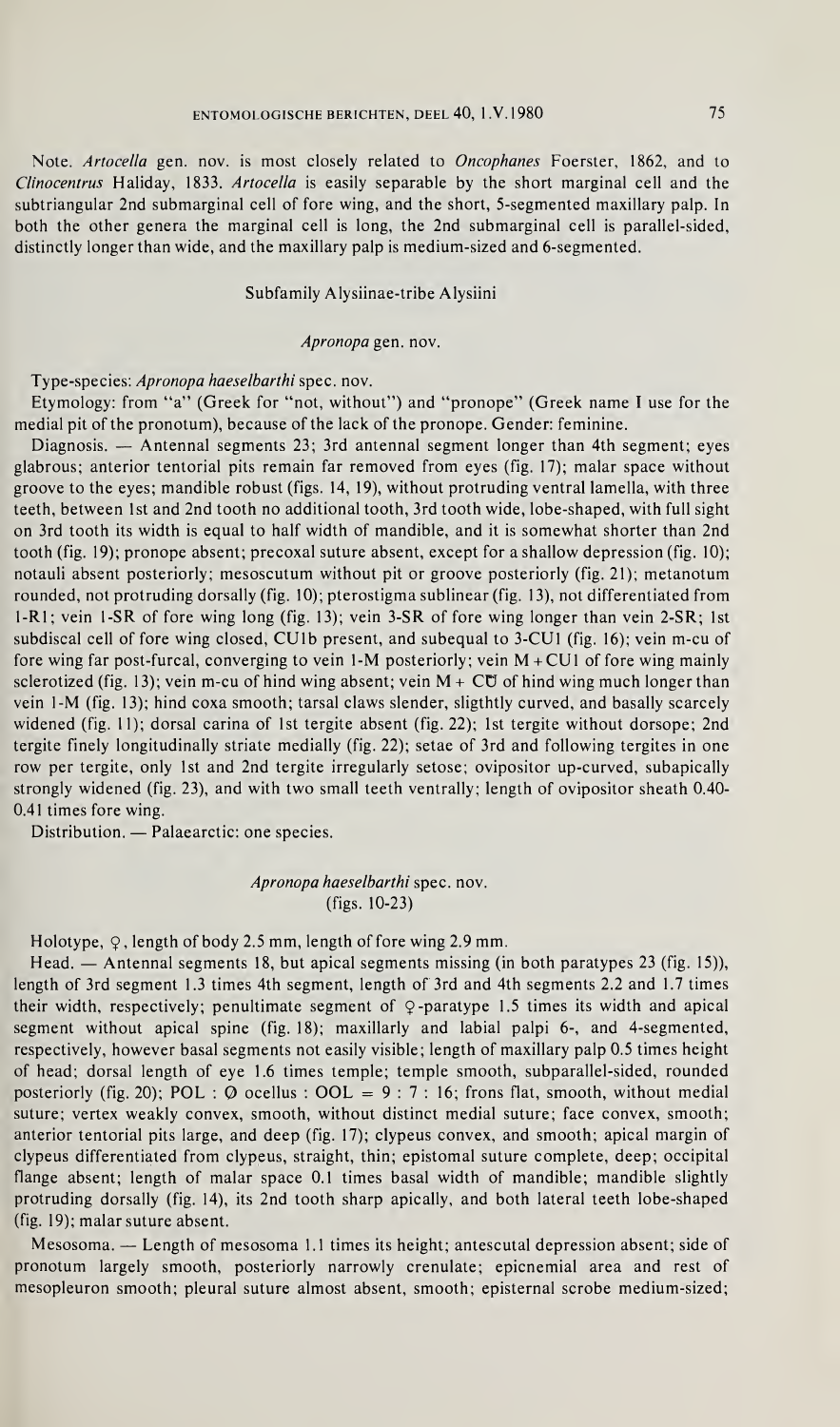Note. *Artocella* gen. nov. is most closely related to *Oncophanes* Foerster, 1862, and to *Clinocentrus* Haliday, 1833. *Artocella* is easily separable by the short marginal cell and the subtriangular 2nd submarginal cell of fore wing, and the short, 5-segmented maxillary palp. In both the other genera the marginal cell is long, the 2nd submarginal cell is parallel-sided, distinctly longer than wide, and the maxillary palp is medium-sized and 6-segmented.

## Subfamily Alysiinae-tribe Alysiini

### *Apronopa* gen. nov.

Type-species: *Apronopa haeselbarthi* spec. nov.

Etymology: from "a" (Greek for "not, without") and "pronope" (Greek name I use for the medial pit of the pronotum), because of the lack of the pronope. Gender: feminine.

Diagnosis. — Antennal segments 23; 3rd antennal segment longer than 4th segment; eyes glabrous; anterior tentorial pits remain far removed from eyes (fig. 17); malar space without groove to the eyes; mandible robust (figs. 14, 19), without protruding ventral lamella, with three teeth, between 1st and 2nd tooth no additional tooth, 3rd tooth wide, lobe-shaped, with full sight on 3rd tooth its width is equal to half width of mandible, and it is somewhat shorter than 2nd tooth (fig. 19); pronope absent; precoxal suture absent, except for a shallow depression (fig. 10); notauli absent posteriorly; mesoscutum without pit or groove posteriorly (fig. 21); metanotum rounded, not protruding dorsally (fig. 10); pterostigma sublinear (fig. 13), not differentiated from 1-R1; vein 1-SR of fore wing long (fig. 13); vein 3-SR of fore wing longer than vein 2-SR; 1st subdiscal cell of fore wing closed, CU1b present, and subequal to 3-CU1 (fig. 16); vein m-cu of fore wing far post-furcal, converging to vein 1-M posteriorly; vein M + CU1 of fore wing mainly sclerotized (fig. 13); vein m-cu of hind wing absent; vein M + CU of hind wing much longer than vein 1-M (fig. 13); hind coxa smooth; tarsal claws slender, sligthtly curved, and basally scarcely widened (fig. 11); dorsal carina of 1st tergite absent (fig. 22); 1st tergite without dorsope; 2nd tergite finely longitudinally striate medially (fig. 22); setae of 3rd and following tergites in one row per tergite, only 1st and 2nd tergite irregularly setose; ovipositor up-curved, subapically strongly widened (fig. 23), and with two small teeth ventrally; length of ovipositor sheath 0.40-0.41 times fore wing.

Distribution. — Palaearctic: one species.

### *Apronopa haeselbarthi* spec. nov.
(figs. 10-23)

Holotype, ♀, length of body 2.5 mm, length of fore wing 2.9 mm.

Head. — Antennal segments 18, but apical segments missing (in both paratypes 23 (fig. 15)), length of 3rd segment 1.3 times 4th segment, length of 3rd and 4th segments 2.2 and 1.7 times their width, respectively; penultimate segment of ♀-paratype 1.5 times its width and apical segment without apical spine (fig. 18); maxillarly and labial palpi 6-, and 4-segmented, respectively, however basal segments not easily visible; length of maxillary palp 0.5 times height of head; dorsal length of eye 1.6 times temple; temple smooth, subparallel-sided, rounded posteriorly (fig. 20); POL : Ø ocellus : OOL = 9 : 7 : 16; frons flat, smooth, without medial suture; vertex weakly convex, smooth, without distinct medial suture; face convex, smooth; anterior tentorial pits large, and deep (fig. 17); clypeus convex, and smooth; apical margin of clypeus differentiated from clypeus, straight, thin; epistomal suture complete, deep; occipital flange absent; length of malar space 0.1 times basal width of mandible; mandible slightly protruding dorsally (fig. 14), its 2nd tooth sharp apically, and both lateral teeth lobe-shaped (fig. 19); malar suture absent.

Mesosoma. — Length of mesosoma 1.1 times its height; antescutal depression absent; side of pronotum largely smooth, posteriorly narrowly crenulate; epicnemial area and rest of mesopleuron smooth; pleural suture almost absent, smooth; episternal scrobe medium-sized;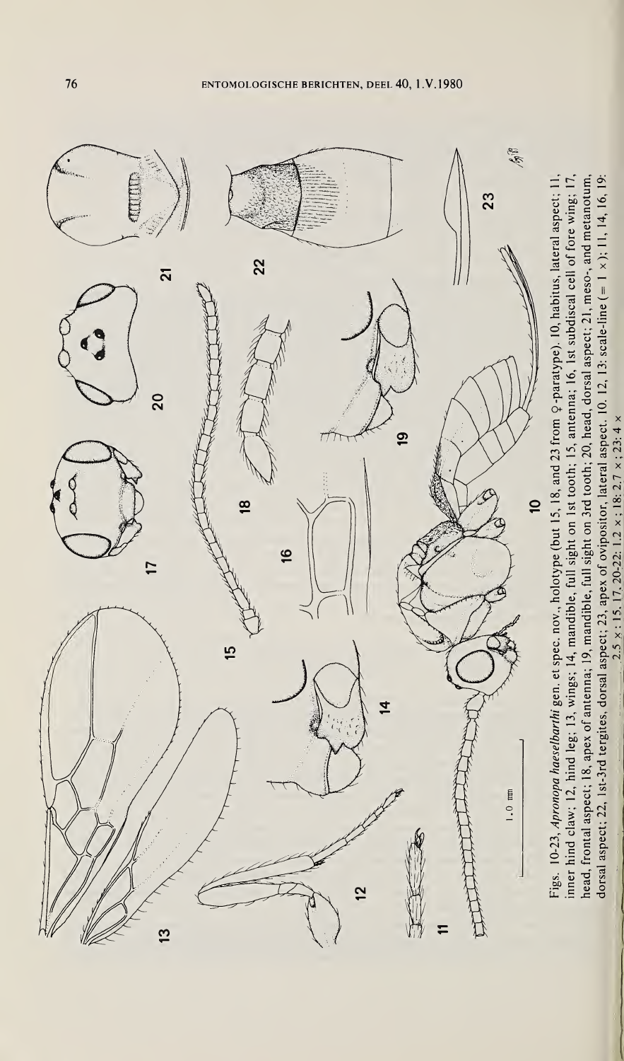Figs. 10-23, *Apronopa haeselbarthi* gen. et spec. nov., holotype (but 15, 18, and 23 from ♀-paratype). 10, habitus, lateral aspect; 11, inner hind claw; 12, hind leg; 13, wings; 14, mandible, full sight on 1st tooth; 15, antenna; 16, 1st subdiscal cell of fore wing; 17, head, frontal aspect; 18, apex of antenna; 19, mandible, full sight on 3rd tooth; 20, head, dorsal aspect; 21, meso-, and metanotum, dorsal aspect; 22, 1st-3rd tergites, dorsal aspect; 23, apex of ovipositor, lateral aspect. 10, 12, 13: scale-line (= 1 ×); 11, 14, 16, 19: 2.5 ×; 15, 17, 20-22: 1.2 ×; 18: 2.7 ×; 23: 4 ×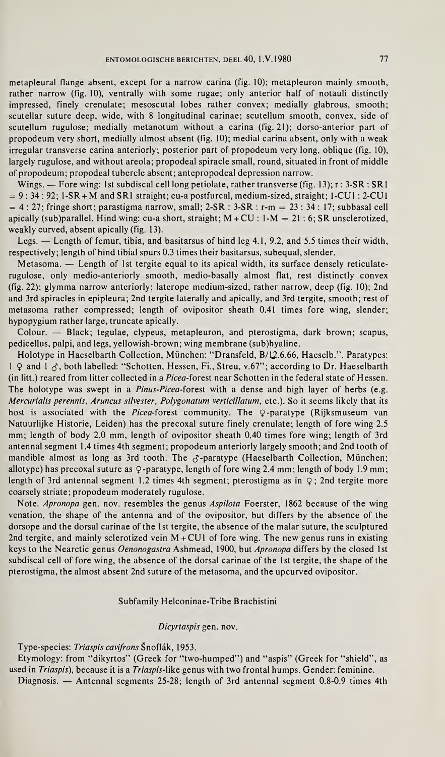metapleural flange absent, except for a narrow carina (fig. 10); metapleuron mainly smooth, rather narrow (fig. 10), ventrally with some rugae; only anterior half of notauli distinctly impressed, finely crenulate; mesoscutal lobes rather convex; medially glabrous, smooth; scutellar suture deep, wide, with 8 longitudinal carinae; scutellum smooth, convex, side of scutellum rugulose; medially metanotum without a carina (fig. 21); dorso-anterior part of propodeum very short, medially almost absent (fig. 10); medial carina absent, only with a weak irregular transverse carina anteriorly; posterior part of propodeum very long, oblique (fig. 10), largely rugulose, and without areola; propodeal spiracle small, round, situated in front of middle of propodeum; propodeal tubercle absent; antepropodeal depression narrow.

Wings. — Fore wing: 1st subdiscal cell long petiolate, rather transverse (fig. 13); r : 3-SR : SR1 = 9 : 34 : 92; 1-SR + M and SR1 straight; cu-a postfurcal, medium-sized, straight; 1-CU1 : 2-CU1 = 4 : 27; fringe short; parastigma narrow, small; 2-SR : 3-SR : r-m = 23 : 34 : 17; subbasal cell apically (sub)parallel. Hind wing: cu-a short, straight; M + CU : 1-M = 21 : 6; SR unsclerotized, weakly curved, absent apically (fig. 13).

Legs. — Length of femur, tibia, and basitarsus of hind leg 4.1, 9.2, and 5.5 times their width, respectively; length of hind tibial spurs 0.3 times their basitarsus, subequal, slender.

Metasoma. — Length of 1st tergite equal to its apical width, its surface densely reticulate-rugulose, only medio-anteriorly smooth, medio-basally almost flat, rest distinctly convex (fig. 22); glymma narrow anteriorly; laterope medium-sized, rather narrow, deep (fig. 10); 2nd and 3rd spiracles in epipleura; 2nd tergite laterally and apically, and 3rd tergite, smooth; rest of metasoma rather compressed; length of ovipositor sheath 0.41 times fore wing, slender; hypopygium rather large, truncate apically.

Colour. — Black; tegulae, clypeus, metapleuron, and pterostigma, dark brown; scapus, pedicellus, palpi, and legs, yellowish-brown; wing membrane (sub)hyaline.

Holotype in Haeselbarth Collection, München: "Dransfeld, B/12.6.66, Haeselb.". Paratypes: 1 ♀ and 1 ♂, both labelled: "Schotten, Hessen, Fi., Streu, v.67"; according to Dr. Haeselbarth (in litt.) reared from litter collected in a *Picea*-forest near Schotten in the federal state of Hessen. The holotype was swept in a *Pinus*-*Picea*-forest with a dense and high layer of herbs (e.g. *Mercurialis perennis*, *Aruncus silvester*, *Polygonatum verticillatum*, etc.). So it seems likely that its host is associated with the *Picea*-forest community. The ♀-paratype (Rijksmuseum van Natuurlijke Historie, Leiden) has the precoxal suture finely crenulate; length of fore wing 2.5 mm; length of body 2.0 mm, length of ovipositor sheath 0.40 times fore wing; length of 3rd antennal segment 1.4 times 4th segment; propodeum anteriorly largely smooth; and 2nd tooth of mandible almost as long as 3rd tooth. The ♂-paratype (Haeselbarth Collection, München; allotype) has precoxal suture as ♀-paratype, length of fore wing 2.4 mm; length of body 1.9 mm; length of 3rd antennal segment 1.2 times 4th segment; pterostigma as in ♀; 2nd tergite more coarsely striate; propodeum moderately rugulose.

Note. *Apronopa* gen. nov. resembles the genus *Aspilota* Foerster, 1862 because of the wing venation, the shape of the antenna and of the ovipositor, but differs by the absence of the dorsope and the dorsal carinae of the 1st tergite, the absence of the malar suture, the sculptured 2nd tergite, and mainly sclerotized vein M + CU1 of fore wing. The new genus runs in existing keys to the Nearctic genus *Oenonogastra* Ashmead, 1900, but *Apronopa* differs by the closed 1st subdiscal cell of fore wing, the absence of the dorsal carinae of the 1st tergite, the shape of the pterostigma, the almost absent 2nd suture of the metasoma, and the upcurved ovipositor.

## Subfamily Helconinae-Tribe Brachistini

### *Dicyrtaspis* gen. nov.

Type-species: *Triaspis cavifrons* Šnoflák, 1953.

Etymology: from "dikyrtos" (Greek for "two-humped") and "aspis" (Greek for "shield", as used in *Triaspis*), because it is a *Triaspis*-like genus with two frontal humps. Gender: feminine.

Diagnosis. — Antennal segments 25-28; length of 3rd antennal segment 0.8-0.9 times 4th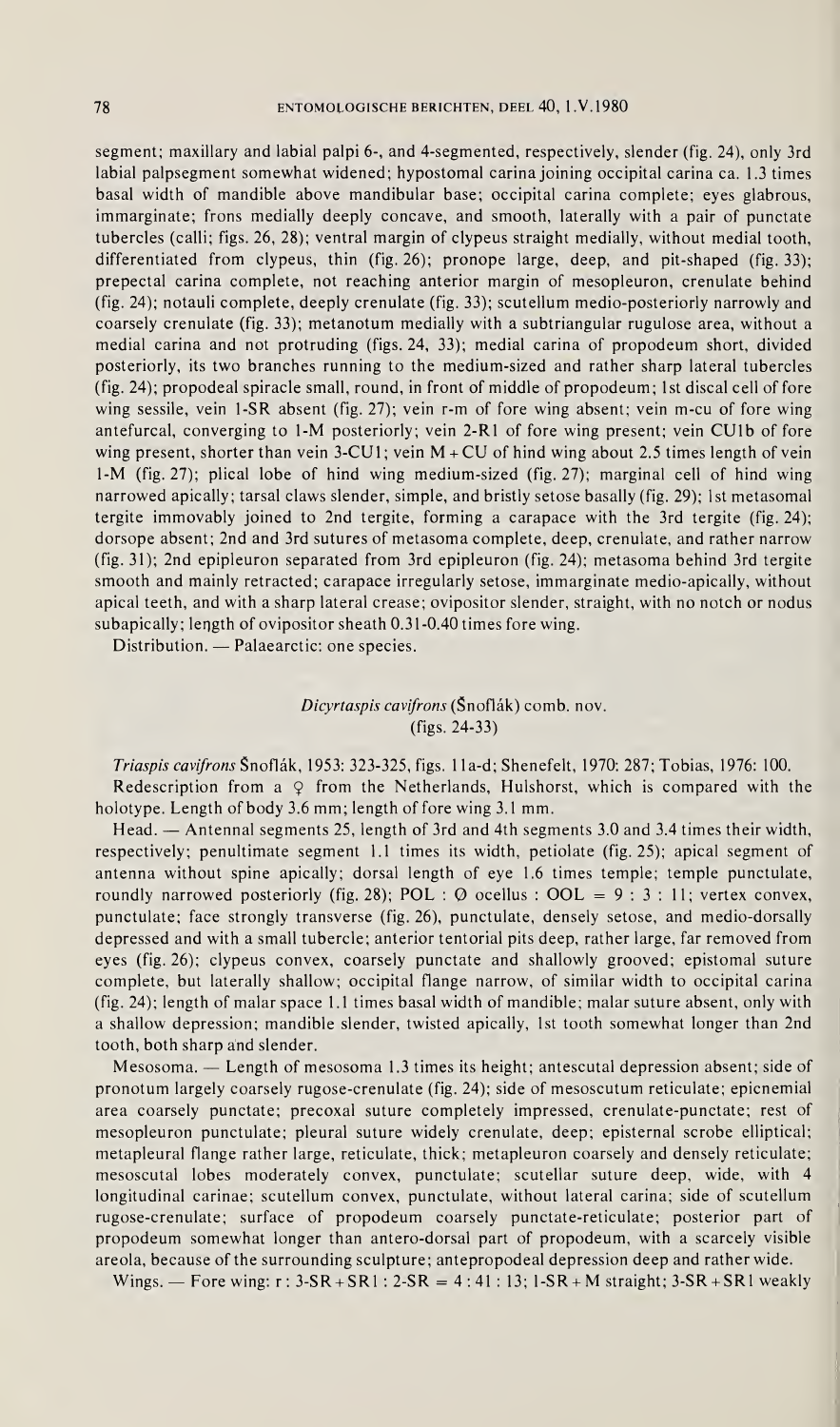segment; maxillary and labial palpi 6-, and 4-segmented, respectively, slender (fig. 24), only 3rd labial palpsegment somewhat widened; hypostomal carina joining occipital carina ca. 1.3 times basal width of mandible above mandibular base; occipital carina complete; eyes glabrous, immarginate; frons medially deeply concave, and smooth, laterally with a pair of punctate tubercles (calli; figs. 26, 28); ventral margin of clypeus straight medially, without medial tooth, differentiated from clypeus, thin (fig. 26); pronope large, deep, and pit-shaped (fig. 33); prepectal carina complete, not reaching anterior margin of mesopleuron, crenulate behind (fig. 24); notauli complete, deeply crenulate (fig. 33); scutellum medio-posteriorly narrowly and coarsely crenulate (fig. 33); metanotum medially with a subtriangular rugulose area, without a medial carina and not protruding (figs. 24, 33); medial carina of propodeum short, divided posteriorly, its two branches running to the medium-sized and rather sharp lateral tubercles (fig. 24); propodeal spiracle small, round, in front of middle of propodeum; 1st discal cell of fore wing sessile, vein 1-SR absent (fig. 27); vein r-m of fore wing absent; vein m-cu of fore wing antefurcal, converging to 1-M posteriorly; vein 2-R1 of fore wing present; vein CU1b of fore wing present, shorter than vein 3-CU1; vein M + CU of hind wing about 2.5 times length of vein 1-M (fig. 27); plical lobe of hind wing medium-sized (fig. 27); marginal cell of hind wing narrowed apically; tarsal claws slender, simple, and bristly setose basally (fig. 29); 1st metasomal tergite immovably joined to 2nd tergite, forming a carapace with the 3rd tergite (fig. 24); dorsope absent; 2nd and 3rd sutures of metasoma complete, deep, crenulate, and rather narrow (fig. 31); 2nd epipleuron separated from 3rd epipleuron (fig. 24); metasoma behind 3rd tergite smooth and mainly retracted; carapace irregularly setose, immarginate medio-apically, without apical teeth, and with a sharp lateral crease; ovipositor slender, straight, with no notch or nodus subapically; length of ovipositor sheath 0.31-0.40 times fore wing.

Distribution. — Palaearctic: one species.

### *Dicyrtaspis cavifrons* (Šnoflák) comb. nov.
(figs. 24-33)

*Triaspis cavifrons* Šnoflák, 1953: 323-325, figs. 11a-d; Shenefelt, 1970: 287; Tobias, 1976: 100.

Redescription from a ♀ from the Netherlands, Hulshorst, which is compared with the holotype. Length of body 3.6 mm; length of fore wing 3.1 mm.

Head. — Antennal segments 25, length of 3rd and 4th segments 3.0 and 3.4 times their width, respectively; penultimate segment 1.1 times its width, petiolate (fig. 25); apical segment of antenna without spine apically; dorsal length of eye 1.6 times temple; temple punctulate, roundly narrowed posteriorly (fig. 28); POL : Ø ocellus : OOL = 9 : 3 : 11; vertex convex, punctulate; face strongly transverse (fig. 26), punctulate, densely setose, and medio-dorsally depressed and with a small tubercle; anterior tentorial pits deep, rather large, far removed from eyes (fig. 26); clypeus convex, coarsely punctate and shallowly grooved; epistomal suture complete, but laterally shallow; occipital flange narrow, of similar width to occipital carina (fig. 24); length of malar space 1.1 times basal width of mandible; malar suture absent, only with a shallow depression; mandible slender, twisted apically, 1st tooth somewhat longer than 2nd tooth, both sharp and slender.

Mesosoma. — Length of mesosoma 1.3 times its height; antescutal depression absent; side of pronotum largely coarsely rugose-crenulate (fig. 24); side of mesoscutum reticulate; epicnemial area coarsely punctate; precoxal suture completely impressed, crenulate-punctate; rest of mesopleuron punctulate; pleural suture widely crenulate, deep; episternal scrobe elliptical; metapleural flange rather large, reticulate, thick; metapleuron coarsely and densely reticulate; mesoscutal lobes moderately convex, punctulate; scutellar suture deep, wide, with 4 longitudinal carinae; scutellum convex, punctulate, without lateral carina; side of scutellum rugose-crenulate; surface of propodeum coarsely punctate-reticulate; posterior part of propodeum somewhat longer than antero-dorsal part of propodeum, with a scarcely visible areola, because of the surrounding sculpture; antepropodeal depression deep and rather wide.

Wings. — Fore wing: r : 3-SR + SR1 : 2-SR = 4 : 41 : 13; 1-SR + M straight; 3-SR + SR1 weakly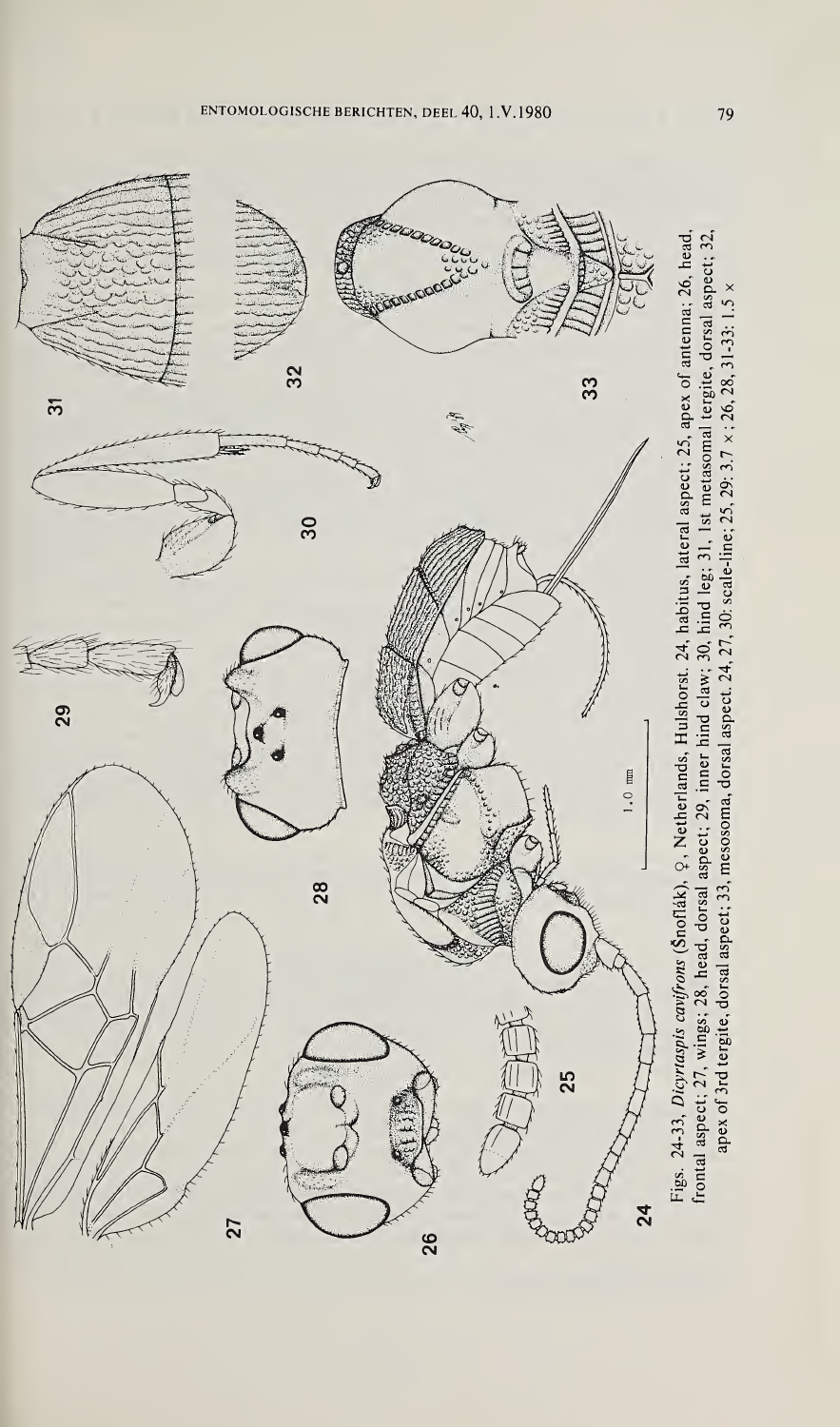Figs. 24-33, *Dicyrtaspis cavifrons* (Šnoflák), ♀, Netherlands, Hulshorst. 24, habitus, lateral aspect; 25, apex of antenna; 26, head, frontal aspect; 27, wings; 28, head, dorsal aspect; 29, inner hind claw; 30, hind leg; 31, 1st metasomal tergite, dorsal aspect; 32, apex of 3rd tergite, dorsal aspect; 33, mesosoma, dorsal aspect. 24, 27, 30: scale-line; 25, 29: 3.7 ×; 26, 28, 31-33: 1.5 ×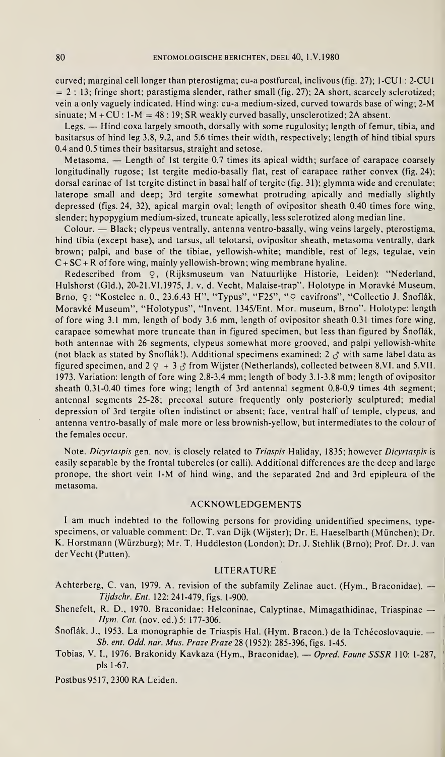curved; marginal cell longer than pterostigma; cu-a postfurcal, inclivous (fig. 27); 1-CU1 : 2-CU1 = 2 : 13; fringe short; parastigma slender, rather small (fig. 27); 2A short, scarcely sclerotized; vein a only vaguely indicated. Hind wing: cu-a medium-sized, curved towards base of wing; 2-M sinuate; M + CU : 1-M = 48 : 19; SR weakly curved basally, unsclerotized; 2A absent.

Legs. — Hind coxa largely smooth, dorsally with some rugulosity; length of femur, tibia, and basitarsus of hind leg 3.8, 9.2, and 5.6 times their width, respectively; length of hind tibial spurs 0.4 and 0.5 times their basitarsus, straight and setose.

Metasoma. — Length of 1st tergite 0.7 times its apical width; surface of carapace coarsely longitudinally rugose; 1st tergite medio-basally flat, rest of carapace rather convex (fig. 24); dorsal carinae of 1st tergite distinct in basal half of tergite (fig. 31); glymma wide and crenulate; laterope small and deep; 3rd tergite somewhat protruding apically and medially slightly depressed (figs. 24, 32), apical margin oval; length of ovipositor sheath 0.40 times fore wing, slender; hypopygium medium-sized, truncate apically, less sclerotized along median line.

Colour. — Black; clypeus ventrally, antenna ventro-basally, wing veins largely, pterostigma, hind tibia (except base), and tarsus, all telotarsi, ovipositor sheath, metasoma ventrally, dark brown; palpi, and base of the tibiae, yellowish-white; mandible, rest of legs, tegulae, vein C + SC + R of fore wing, mainly yellowish-brown; wing membrane hyaline.

Redescribed from ♀, (Rijksmuseum van Natuurlijke Historie, Leiden): "Nederland, Hulshorst (Gld.), 20-21.VI.1975, J. v. d. Vecht, Malaise-trap". Holotype in Moravké Museum, Brno, ♀: "Kostelec n. O., 23.6.43 H", "Typus", "F25", "♀ cavifrons", "Collectio J. Šnoflák, Moravké Museum", "Holotypus", "Invent. 1345/Ent. Mor. museum, Brno". Holotype: length of fore wing 3.1 mm, length of body 3.6 mm, length of ovipositor sheath 0.31 times fore wing, carapace somewhat more truncate than in figured specimen, but less than figured by Šnoflák, both antennae with 26 segments, clypeus somewhat more grooved, and palpi yellowish-white (not black as stated by Šnoflák!). Additional specimens examined: 2 ♂ with same label data as figured specimen, and 2 ♀ + 3 ♂ from Wijster (Netherlands), collected between 8.VI. and 5.VII. 1973. Variation: length of fore wing 2.8-3.4 mm; length of body 3.1-3.8 mm; length of ovipositor sheath 0.31-0.40 times fore wing; length of 3rd antennal segment 0.8-0.9 times 4th segment; antennal segments 25-28; precoxal suture frequently only posteriorly sculptured; medial depression of 3rd tergite often indistinct or absent; face, ventral half of temple, clypeus, and antenna ventro-basally of male more or less brownish-yellow, but intermediates to the colour of the females occur.

Note. *Dicyrtaspis* gen. nov. is closely related to *Triaspis* Haliday, 1835; however *Dicyrtaspis* is easily separable by the frontal tubercles (or calli). Additional differences are the deep and large pronope, the short vein 1-M of hind wing, and the separated 2nd and 3rd epipleura of the metasoma.

## ACKNOWLEDGEMENTS

I am much indebted to the following persons for providing unidentified specimens, type-specimens, or valuable comment: Dr. T. van Dijk (Wijster); Dr. E. Haeselbarth (München); Dr. K. Horstmann (Würzburg); Mr. T. Huddleston (London); Dr. J. Stehlik (Brno); Prof. Dr. J. van der Vecht (Putten).

## LITERATURE

Achterberg, C. van, 1979. A. revision of the subfamily Zelinae auct. (Hym., Braconidae). — *Tijdschr. Ent.* 122: 241-479, figs. 1-900.

Shenefelt, R. D., 1970. Braconidae: Helconinae, Calyptinae, Mimagathidinae, Triaspinae — *Hym. Cat.* (nov. ed.) 5: 177-306.

Šnoflák, J., 1953. La monographie de Triaspis Hal. (Hym. Bracon.) de la Tchécoslovaquie. — *Sb. ent. Odd. nar. Mus. Praze Praze* 28 (1952): 285-396, figs. 1-45.

Tobias, V. I., 1976. Brakonidy Kavkaza (Hym., Braconidae). — *Opred. Faune SSSR* 110: 1-287, pls 1-67.

Postbus 9517, 2300 RA Leiden.